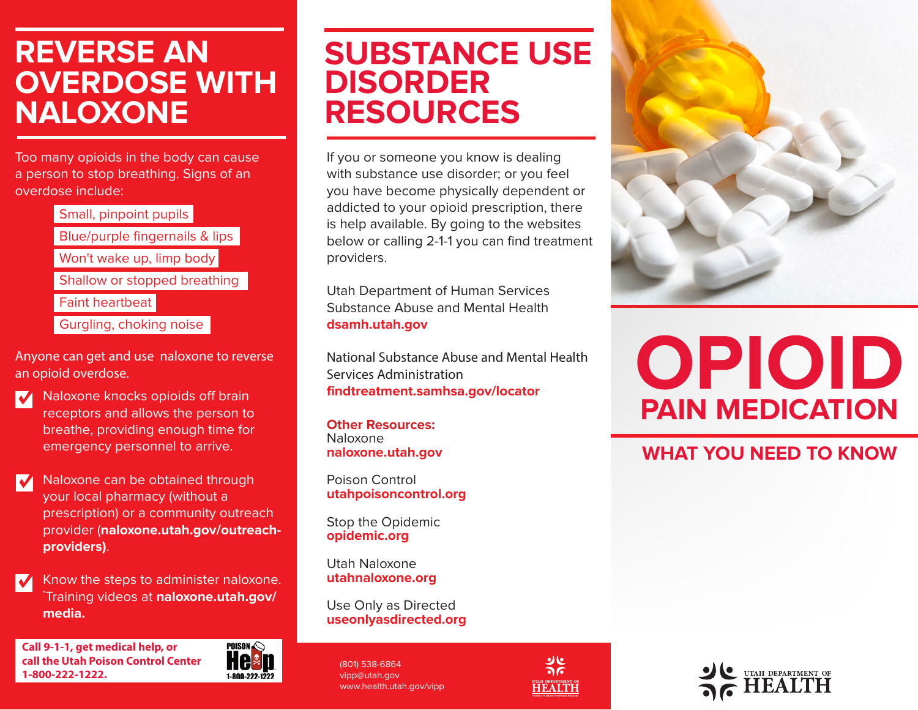# REVERSE AN OVERDOSE WITH NALOXONE

Too many opioids in the body can cause a person to stop breathing. Signs of an overdose include:

- Small, pinpoint pupils
- Blue/purple fingernails & lips
- Won't wake up, limp body
- Shallow or stopped breathing
- Faint heartbeat
- Gurgling, choking noise

Anyone can get and use naloxone to reverse an opioid overdose.

- ☑ Naloxone knocks opioids off brain receptors and allows the person to breathe, providing enough time for emergency personnel to arrive.
- ☑ Naloxone can be obtained through your local pharmacy (without a prescription) or a community outreach provider (**naloxone.utah.gov/outreach-providers**).
- ☑ Know the steps to administer naloxone. *Training videos at **naloxone.utah.gov/media.**

**Call 9-1-1, get medical help, or call the Utah Poison Control Center 1-800-222-1222.**

POISON Help 1-800-222-1222

# SUBSTANCE USE DISORDER RESOURCES

If you or someone you know is dealing with substance use disorder; or you feel you have become physically dependent or addicted to your opioid prescription, there is help available. By going to the websites below or calling 2-1-1 you can find treatment providers.

Utah Department of Human Services Substance Abuse and Mental Health
**dsamh.utah.gov**

National Substance Abuse and Mental Health Services Administration
**findtreatment.samhsa.gov/locator**

**Other Resources:**
Naloxone
**naloxone.utah.gov**

Poison Control
**utahpoisoncontrol.org**

Stop the Opidemic
**opidemic.org**

Utah Naloxone
**utahnaloxone.org**

Use Only as Directed
**useonlyasdirected.org**

(801) 538-6084
vipp@utah.gov
www.health.utah.gov/vipp

UTAH DEPARTMENT OF HEALTH

# OPIOID PAIN MEDICATION

## WHAT YOU NEED TO KNOW

UTAH DEPARTMENT OF HEALTH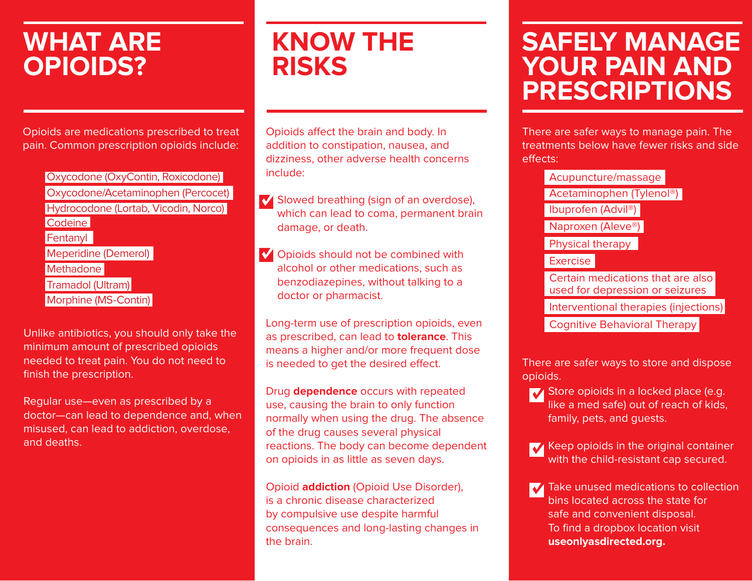# WHAT ARE OPIOIDS?

Opioids are medications prescribed to treat pain. Common prescription opioids include:

- Oxycodone (OxyContin, Roxicodone)
- Oxycodone/Acetaminophen (Percocet)
- Hydrocodone (Lortab, Vicodin, Norco)
- Codeine
- Fentanyl
- Meperidine (Demerol)
- Methadone
- Tramadol (Ultram)
- Morphine (MS-Contin)

Unlike antibiotics, you should only take the minimum amount of prescribed opioids needed to treat pain. You do not need to finish the prescription.

Regular use—even as prescribed by a doctor—can lead to dependence and, when misused, can lead to addiction, overdose, and deaths.

# KNOW THE RISKS

Opioids affect the brain and body. In addition to constipation, nausea, and dizziness, other adverse health concerns include:

- ✔ Slowed breathing (sign of an overdose), which can lead to coma, permanent brain damage, or death.
- ✔ Opioids should not be combined with alcohol or other medications, such as benzodiazepines, without talking to a doctor or pharmacist.

Long-term use of prescription opioids, even as prescribed, can lead to **tolerance**. This means a higher and/or more frequent dose is needed to get the desired effect.

Drug **dependence** occurs with repeated use, causing the brain to only function normally when using the drug. The absence of the drug causes several physical reactions. The body can become dependent on opioids in as little as seven days.

Opioid **addiction** (Opioid Use Disorder), is a chronic disease characterized by compulsive use despite harmful consequences and long-lasting changes in the brain.

# SAFELY MANAGE YOUR PAIN AND PRESCRIPTIONS

There are safer ways to manage pain. The treatments below have fewer risks and side effects:

- Acupuncture/massage
- Acetaminophen (Tylenol®)
- Ibuprofen (Advil®)
- Naproxen (Aleve®)
- Physical therapy
- Exercise
- Certain medications that are also used for depression or seizures
- Interventional therapies (injections)
- Cognitive Behavioral Therapy

There are safer ways to store and dispose opioids.

- ✔ Store opioids in a locked place (e.g. like a med safe) out of reach of kids, family, pets, and guests.
- ✔ Keep opioids in the original container with the child-resistant cap secured.
- ✔ Take unused medications to collection bins located across the state for safe and convenient disposal. To find a dropbox location visit **useonlyasdirected.org.**